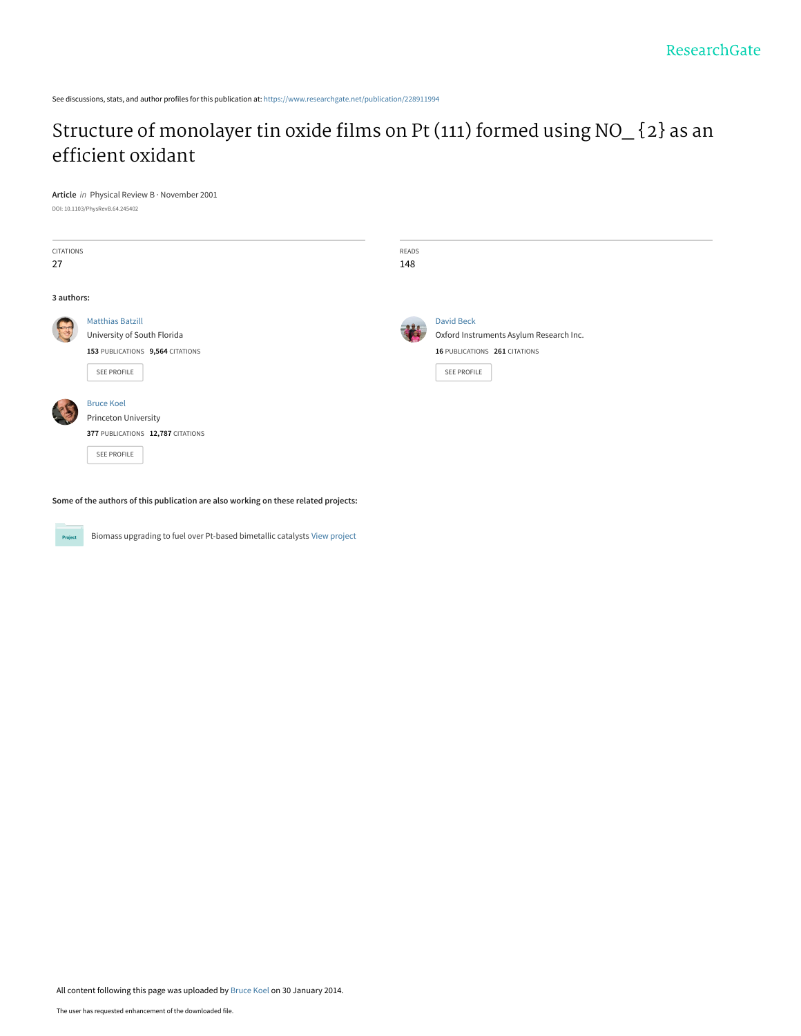ResearchGate

See discussions, stats, and author profiles for this publication at: https://www.researchgate.net/publication/228911994

# Structure of monolayer tin oxide films on Pt (111) formed using NO_{2} as an efficient oxidant

**Article** *in* Physical Review B · November 2001

DOI: 10.1103/PhysRevB.64.245402

CITATIONS
27

READS
148

**3 authors:**

Matthias Batzill
University of South Florida
**153** PUBLICATIONS **9,564** CITATIONS
SEE PROFILE

David Beck
Oxford Instruments Asylum Research Inc.
**16** PUBLICATIONS **261** CITATIONS
SEE PROFILE

Bruce Koel
Princeton University
**377** PUBLICATIONS **12,787** CITATIONS
SEE PROFILE

**Some of the authors of this publication are also working on these related projects:**

Project: Biomass upgrading to fuel over Pt-based bimetallic catalysts View project

All content following this page was uploaded by Bruce Koel on 30 January 2014.

The user has requested enhancement of the downloaded file.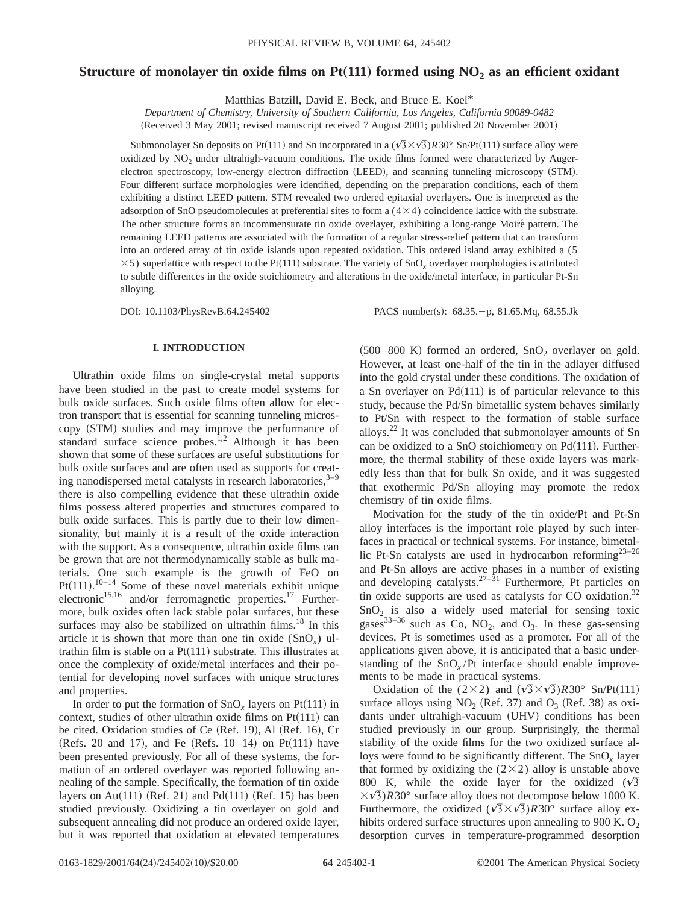# Structure of monolayer tin oxide films on Pt(111) formed using $NO_2$ as an efficient oxidant

Matthias Batzill, David E. Beck, and Bruce E. Koel*

*Department of Chemistry, University of Southern California, Los Angeles, California 90089-0482*

(Received 3 May 2001; revised manuscript received 7 August 2001; published 20 November 2001)

Submonolayer Sn deposits on Pt(111) and Sn incorporated in a $(\sqrt{3}\times\sqrt{3})R30°$ Sn/Pt(111) surface alloy were oxidized by $NO_2$ under ultrahigh-vacuum conditions. The oxide films formed were characterized by Auger-electron spectroscopy, low-energy electron diffraction (LEED), and scanning tunneling microscopy (STM). Four different surface morphologies were identified, depending on the preparation conditions, each of them exhibiting a distinct LEED pattern. STM revealed two ordered epitaxial overlayers. One is interpreted as the adsorption of SnO pseudomolecules at preferential sites to form a $(4\times4)$ coincidence lattice with the substrate. The other structure forms an incommensurate tin oxide overlayer, exhibiting a long-range Moiré pattern. The remaining LEED patterns are associated with the formation of a regular stress-relief pattern that can transform into an ordered array of tin oxide islands upon repeated oxidation. This ordered island array exhibited a $(5\times5)$ superlattice with respect to the Pt(111) substrate. The variety of $SnO_x$ overlayer morphologies is attributed to subtle differences in the oxide stoichiometry and alterations in the oxide/metal interface, in particular Pt-Sn alloying.

DOI: 10.1103/PhysRevB.64.245402 PACS number(s): 68.35.−p, 81.65.Mq, 68.55.Jk

## I. INTRODUCTION

Ultrathin oxide films on single-crystal metal supports have been studied in the past to create model systems for bulk oxide surfaces. Such oxide films often allow for electron transport that is essential for scanning tunneling microscopy (STM) studies and may improve the performance of standard surface science probes.[1,2] Although it has been shown that some of these surfaces are useful substitutions for bulk oxide surfaces and are often used as supports for creating nanodispersed metal catalysts in research laboratories,[3–9] there is also compelling evidence that these ultrathin oxide films possess altered properties and structures compared to bulk oxide surfaces. This is partly due to their low dimensionality, but mainly it is a result of the oxide interaction with the support. As a consequence, ultrathin oxide films can be grown that are not thermodynamically stable as bulk materials. One such example is the growth of FeO on Pt(111).[10–14] Some of these novel materials exhibit unique electronic[15,16] and/or ferromagnetic properties.[17] Furthermore, bulk oxides often lack stable polar surfaces, but these surfaces may also be stabilized on ultrathin films.[18] In this article it is shown that more than one tin oxide ($SnO_x$) ultrathin film is stable on a Pt(111) substrate. This illustrates at once the complexity of oxide/metal interfaces and their potential for developing novel surfaces with unique structures and properties.

In order to put the formation of $SnO_x$ layers on Pt(111) in context, studies of other ultrathin oxide films on Pt(111) can be cited. Oxidation studies of Ce (Ref. 19), Al (Ref. 16), Cr (Refs. 20 and 17), and Fe (Refs. 10–14) on Pt(111) have been presented previously. For all of these systems, the formation of an ordered overlayer was reported following annealing of the sample. Specifically, the formation of tin oxide layers on Au(111) (Ref. 21) and Pd(111) (Ref. 15) has been studied previously. Oxidizing a tin overlayer on gold and subsequent annealing did not produce an ordered oxide layer, but it was reported that oxidation at elevated temperatures (500–800 K) formed an ordered, $SnO_2$ overlayer on gold. However, at least one-half of the tin in the adlayer diffused into the gold crystal under these conditions. The oxidation of a Sn overlayer on Pd(111) is of particular relevance to this study, because the Pd/Sn bimetallic system behaves similarly to Pt/Sn with respect to the formation of stable surface alloys.[22] It was concluded that submonolayer amounts of Sn can be oxidized to a SnO stoichiometry on Pd(111). Furthermore, the thermal stability of these oxide layers was markedly less than that for bulk Sn oxide, and it was suggested that exothermic Pd/Sn alloying may promote the redox chemistry of tin oxide films.

Motivation for the study of the tin oxide/Pt and Pt-Sn alloy interfaces is the important role played by such interfaces in practical or technical systems. For instance, bimetallic Pt-Sn catalysts are used in hydrocarbon reforming[23–26] and Pt-Sn alloys are active phases in a number of existing and developing catalysts.[27–31] Furthermore, Pt particles on tin oxide supports are used as catalysts for CO oxidation.[32] $SnO_2$ is also a widely used material for sensing toxic gases[33–36] such as Co, $NO_2$, and $O_3$. In these gas-sensing devices, Pt is sometimes used as a promoter. For all of the applications given above, it is anticipated that a basic understanding of the $SnO_x$/Pt interface should enable improvements to be made in practical systems.

Oxidation of the $(2\times2)$ and $(\sqrt{3}\times\sqrt{3})R30°$ Sn/Pt(111) surface alloys using $NO_2$ (Ref. 37) and $O_3$ (Ref. 38) as oxidants under ultrahigh-vacuum (UHV) conditions has been studied previously in our group. Surprisingly, the thermal stability of the oxide films for the two oxidized surface alloys were found to be significantly different. The $SnO_x$ layer that formed by oxidizing the $(2\times2)$ alloy is unstable above 800 K, while the oxide layer for the oxidized $(\sqrt{3}\times\sqrt{3})R30°$ surface alloy does not decompose below 1000 K. Furthermore, the oxidized $(\sqrt{3}\times\sqrt{3})R30°$ surface alloy exhibits ordered surface structures upon annealing to 900 K. $O_2$ desorption curves in temperature-programmed desorption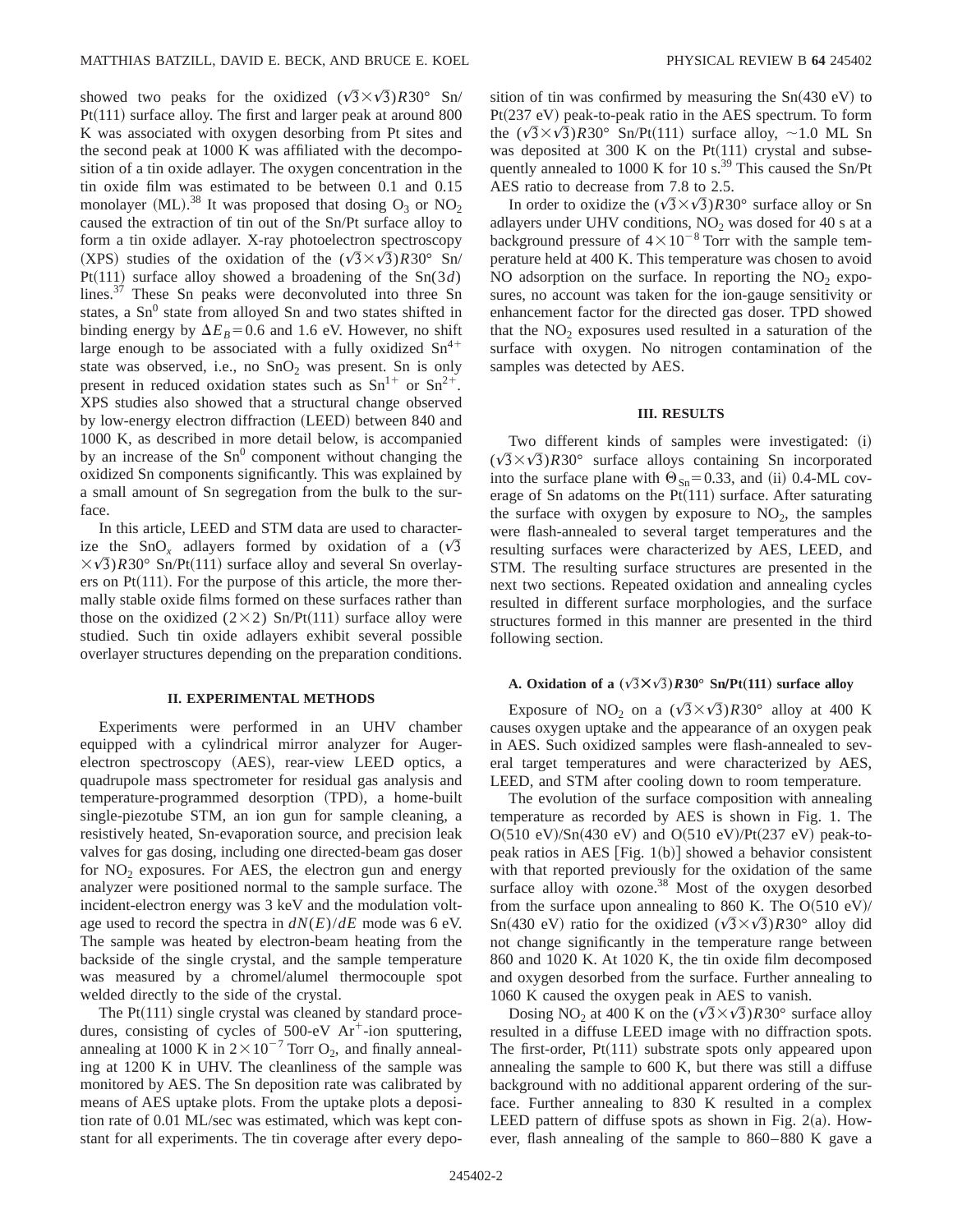showed two peaks for the oxidized $(\sqrt{3}\times\sqrt{3})R30°$ Sn/Pt(111) surface alloy. The first and larger peak at around 800 K was associated with oxygen desorbing from Pt sites and the second peak at 1000 K was affiliated with the decomposition of a tin oxide adlayer. The oxygen concentration in the tin oxide film was estimated to be between 0.1 and 0.15 monolayer (ML).[38] It was proposed that dosing $O_3$ or $NO_2$ caused the extraction of tin out of the Sn/Pt surface alloy to form a tin oxide adlayer. X-ray photoelectron spectroscopy (XPS) studies of the oxidation of the $(\sqrt{3}\times\sqrt{3})R30°$ Sn/Pt(111) surface alloy showed a broadening of the Sn($3d$) lines.[37] These Sn peaks were deconvoluted into three Sn states, a $Sn^0$ state from alloyed Sn and two states shifted in binding energy by $\Delta E_B = 0.6$ and 1.6 eV. However, no shift large enough to be associated with a fully oxidized $Sn^{4+}$ state was observed, i.e., no $SnO_2$ was present. Sn is only present in reduced oxidation states such as $Sn^{1+}$ or $Sn^{2+}$. XPS studies also showed that a structural change observed by low-energy electron diffraction (LEED) between 840 and 1000 K, as described in more detail below, is accompanied by an increase of the $Sn^0$ component without changing the oxidized Sn components significantly. This was explained by a small amount of Sn segregation from the bulk to the surface.

In this article, LEED and STM data are used to characterize the $SnO_x$ adlayers formed by oxidation of a $(\sqrt{3}\times\sqrt{3})R30°$ Sn/Pt(111) surface alloy and several Sn overlayers on Pt(111). For the purpose of this article, the more thermally stable oxide films formed on these surfaces rather than those on the oxidized $(2\times2)$ Sn/Pt(111) surface alloy were studied. Such tin oxide adlayers exhibit several possible overlayer structures depending on the preparation conditions.

## II. EXPERIMENTAL METHODS

Experiments were performed in an UHV chamber equipped with a cylindrical mirror analyzer for Auger-electron spectroscopy (AES), rear-view LEED optics, a quadrupole mass spectrometer for residual gas analysis and temperature-programmed desorption (TPD), a home-built single-piezotube STM, an ion gun for sample cleaning, a resistively heated, Sn-evaporation source, and precision leak valves for gas dosing, including one directed-beam gas doser for $NO_2$ exposures. For AES, the electron gun and energy analyzer were positioned normal to the sample surface. The incident-electron energy was 3 keV and the modulation voltage used to record the spectra in $dN(E)/dE$ mode was 6 eV. The sample was heated by electron-beam heating from the backside of the single crystal, and the sample temperature was measured by a chromel/alumel thermocouple spot welded directly to the side of the crystal.

The Pt(111) single crystal was cleaned by standard procedures, consisting of cycles of 500-eV $Ar^+$-ion sputtering, annealing at 1000 K in $2\times10^{-7}$ Torr $O_2$, and finally annealing at 1200 K in UHV. The cleanliness of the sample was monitored by AES. The Sn deposition rate was calibrated by means of AES uptake plots. From the uptake plots a deposition rate of 0.01 ML/sec was estimated, which was kept constant for all experiments. The tin coverage after every deposition of tin was confirmed by measuring the Sn(430 eV) to Pt(237 eV) peak-to-peak ratio in the AES spectrum. To form the $(\sqrt{3}\times\sqrt{3})R30°$ Sn/Pt(111) surface alloy, ~1.0 ML Sn was deposited at 300 K on the Pt(111) crystal and subsequently annealed to 1000 K for 10 s.[39] This caused the Sn/Pt AES ratio to decrease from 7.8 to 2.5.

In order to oxidize the $(\sqrt{3}\times\sqrt{3})R30°$ surface alloy or Sn adlayers under UHV conditions, $NO_2$ was dosed for 40 s at a background pressure of $4\times10^{-8}$ Torr with the sample temperature held at 400 K. This temperature was chosen to avoid NO adsorption on the surface. In reporting the $NO_2$ exposures, no account was taken for the ion-gauge sensitivity or enhancement factor for the directed gas doser. TPD showed that the $NO_2$ exposures used resulted in a saturation of the surface with oxygen. No nitrogen contamination of the samples was detected by AES.

## III. RESULTS

Two different kinds of samples were investigated: (i) $(\sqrt{3}\times\sqrt{3})R30°$ surface alloys containing Sn incorporated into the surface plane with $\Theta_{Sn}=0.33$, and (ii) 0.4-ML coverage of Sn adatoms on the Pt(111) surface. After saturating the surface with oxygen by exposure to $NO_2$, the samples were flash-annealed to several target temperatures and the resulting surfaces were characterized by AES, LEED, and STM. The resulting surface structures are presented in the next two sections. Repeated oxidation and annealing cycles resulted in different surface morphologies, and the surface structures formed in this manner are presented in the third following section.

### A. Oxidation of a $(\sqrt{3}\times\sqrt{3})R30°$ Sn/Pt(111) surface alloy

Exposure of $NO_2$ on a $(\sqrt{3}\times\sqrt{3})R30°$ alloy at 400 K causes oxygen uptake and the appearance of an oxygen peak in AES. Such oxidized samples were flash-annealed to several target temperatures and were characterized by AES, LEED, and STM after cooling down to room temperature.

The evolution of the surface composition with annealing temperature as recorded by AES is shown in Fig. 1. The O(510 eV)/Sn(430 eV) and O(510 eV)/Pt(237 eV) peak-to-peak ratios in AES [Fig. 1(b)] showed a behavior consistent with that reported previously for the oxidation of the same surface alloy with ozone.[38] Most of the oxygen desorbed from the surface upon annealing to 860 K. The O(510 eV)/Sn(430 eV) ratio for the oxidized $(\sqrt{3}\times\sqrt{3})R30°$ alloy did not change significantly in the temperature range between 860 and 1020 K. At 1020 K, the tin oxide film decomposed and oxygen desorbed from the surface. Further annealing to 1060 K caused the oxygen peak in AES to vanish.

Dosing $NO_2$ at 400 K on the $(\sqrt{3}\times\sqrt{3})R30°$ surface alloy resulted in a diffuse LEED image with no diffraction spots. The first-order, Pt(111) substrate spots only appeared upon annealing the sample to 600 K, but there was still a diffuse background with no additional apparent ordering of the surface. Further annealing to 830 K resulted in a complex LEED pattern of diffuse spots as shown in Fig. 2(a). However, flash annealing of the sample to 860–880 K gave a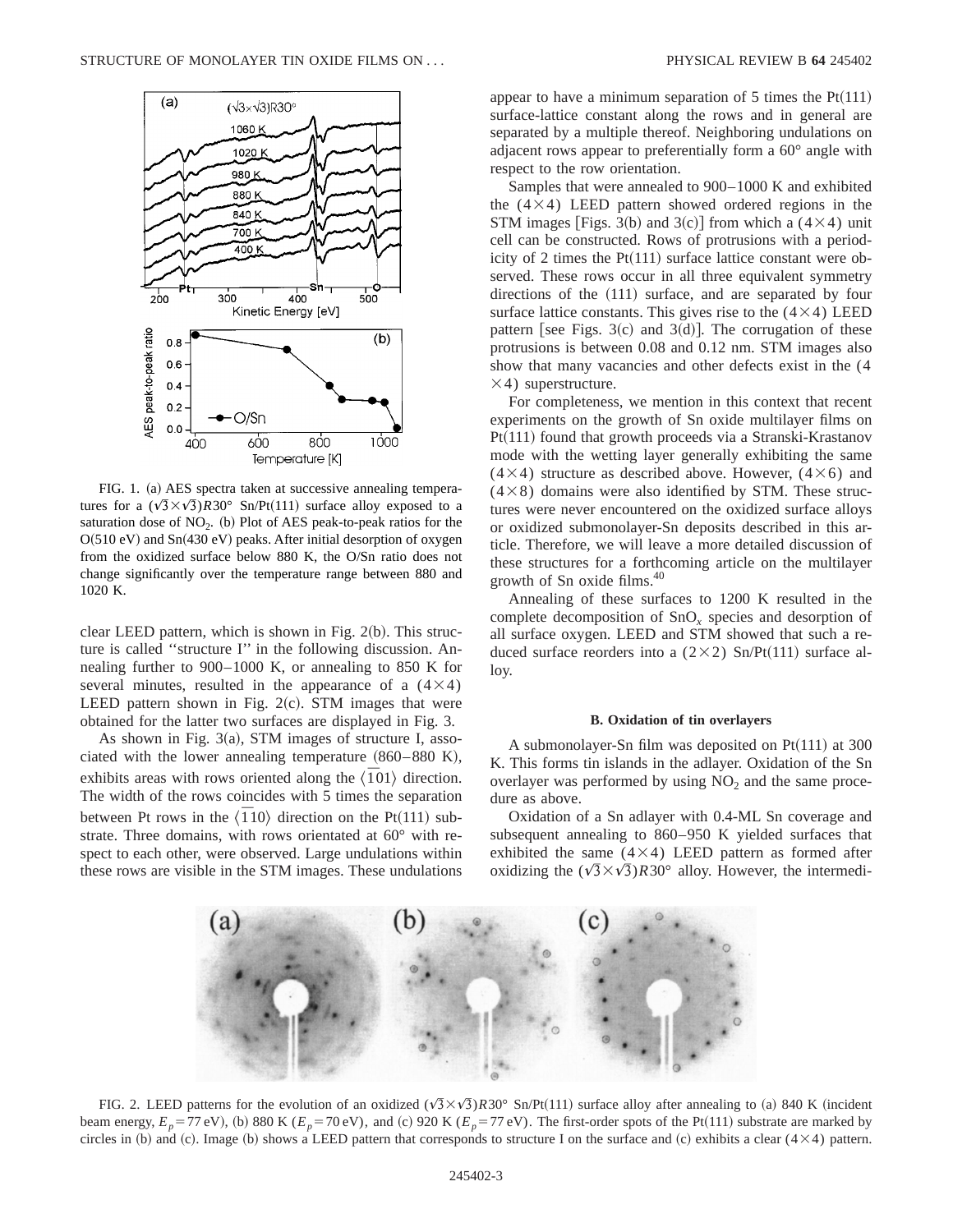FIG. 1. (a) AES spectra taken at successive annealing temperatures for a $(\sqrt{3}\times\sqrt{3})R30°$ Sn/Pt(111) surface alloy exposed to a saturation dose of $NO_2$. (b) Plot of AES peak-to-peak ratios for the O(510 eV) and Sn(430 eV) peaks. After initial desorption of oxygen from the oxidized surface below 880 K, the O/Sn ratio does not change significantly over the temperature range between 880 and 1020 K.

clear LEED pattern, which is shown in Fig. 2(b). This structure is called ''structure I'' in the following discussion. Annealing further to 900–1000 K, or annealing to 850 K for several minutes, resulted in the appearance of a $(4\times4)$ LEED pattern shown in Fig. 2(c). STM images that were obtained for the latter two surfaces are displayed in Fig. 3.

As shown in Fig. 3(a), STM images of structure I, associated with the lower annealing temperature (860–880 K), exhibits areas with rows oriented along the $\langle\bar{1}01\rangle$ direction. The width of the rows coincides with 5 times the separation between Pt rows in the $\langle\bar{1}10\rangle$ direction on the Pt(111) substrate. Three domains, with rows orientated at 60° with respect to each other, were observed. Large undulations within these rows are visible in the STM images. These undulations appear to have a minimum separation of 5 times the Pt(111) surface-lattice constant along the rows and in general are separated by a multiple thereof. Neighboring undulations on adjacent rows appear to preferentially form a 60° angle with respect to the row orientation.

Samples that were annealed to 900–1000 K and exhibited the $(4\times4)$ LEED pattern showed ordered regions in the STM images [Figs. 3(b) and 3(c)] from which a $(4\times4)$ unit cell can be constructed. Rows of protrusions with a periodicity of 2 times the Pt(111) surface lattice constant were observed. These rows occur in all three equivalent symmetry directions of the (111) surface, and are separated by four surface lattice constants. This gives rise to the $(4\times4)$ LEED pattern [see Figs. 3(c) and 3(d)]. The corrugation of these protrusions is between 0.08 and 0.12 nm. STM images also show that many vacancies and other defects exist in the $(4\times4)$ superstructure.

For completeness, we mention in this context that recent experiments on the growth of Sn oxide multilayer films on Pt(111) found that growth proceeds via a Stranski-Krastanov mode with the wetting layer generally exhibiting the same $(4\times4)$ structure as described above. However, $(4\times6)$ and $(4\times8)$ domains were also identified by STM. These structures were never encountered on the oxidized surface alloys or oxidized submonolayer-Sn deposits described in this article. Therefore, we will leave a more detailed discussion of these structures for a forthcoming article on the multilayer growth of Sn oxide films.[40]

Annealing of these surfaces to 1200 K resulted in the complete decomposition of $SnO_x$ species and desorption of all surface oxygen. LEED and STM showed that such a reduced surface reorders into a $(2\times2)$ Sn/Pt(111) surface alloy.

### B. Oxidation of tin overlayers

A submonolayer-Sn film was deposited on Pt(111) at 300 K. This forms tin islands in the adlayer. Oxidation of the Sn overlayer was performed by using $NO_2$ and the same procedure as above.

Oxidation of a Sn adlayer with 0.4-ML Sn coverage and subsequent annealing to 860–950 K yielded surfaces that exhibited the same $(4\times4)$ LEED pattern as formed after oxidizing the $(\sqrt{3}\times\sqrt{3})R30°$ alloy. However, the intermedi-

FIG. 2. LEED patterns for the evolution of an oxidized $(\sqrt{3}\times\sqrt{3})R30°$ Sn/Pt(111) surface alloy after annealing to (a) 840 K (incident beam energy, $E_p=77$ eV), (b) 880 K ($E_p=70$ eV), and (c) 920 K ($E_p=77$ eV). The first-order spots of the Pt(111) substrate are marked by circles in (b) and (c). Image (b) shows a LEED pattern that corresponds to structure I on the surface and (c) exhibits a clear $(4\times4)$ pattern.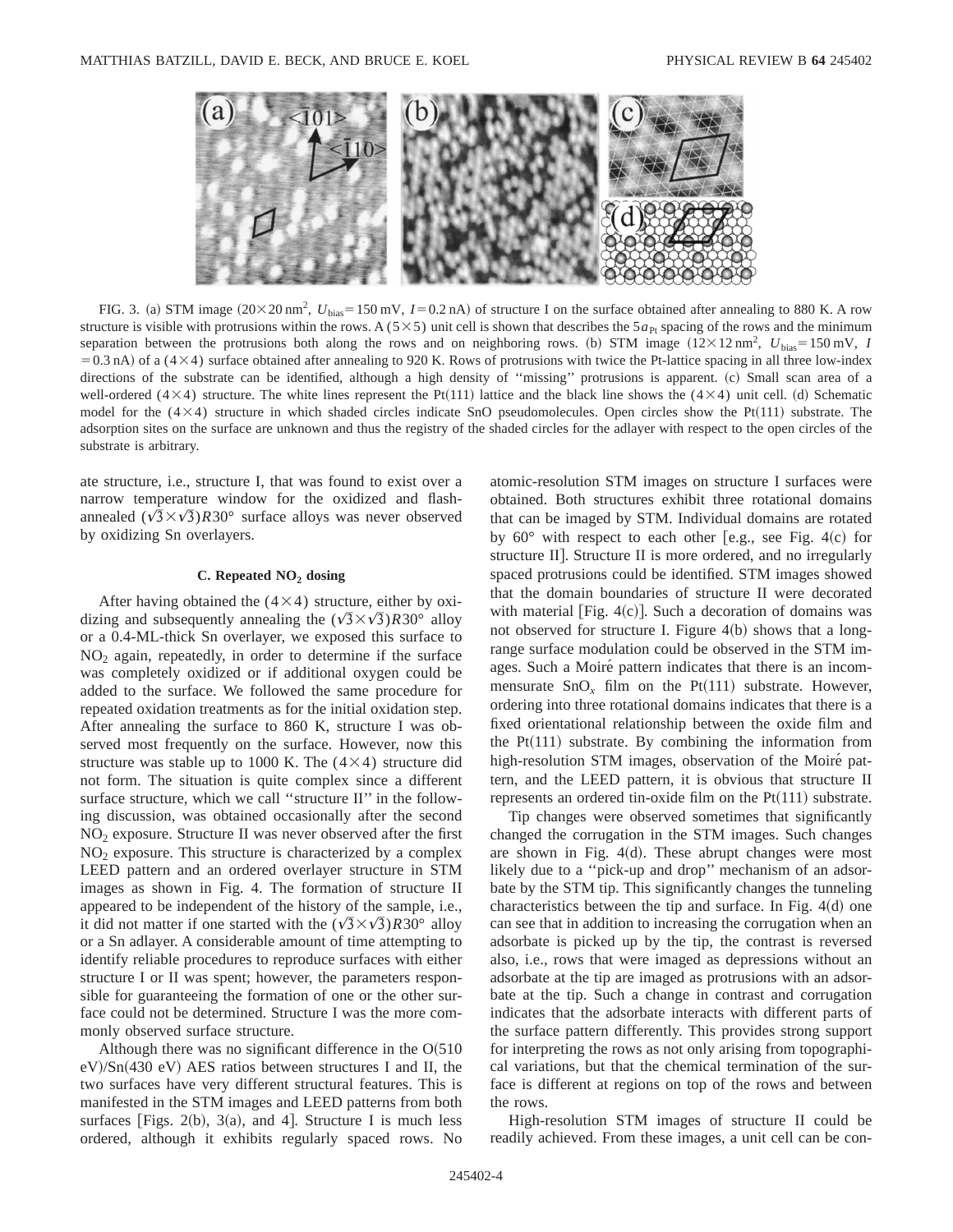FIG. 3. (a) STM image ($20\times20\ \mathrm{nm}^2$, $U_{\mathrm{bias}}=150\ \mathrm{mV}$, $I=0.2\ \mathrm{nA}$) of structure I on the surface obtained after annealing to 880 K. A row structure is visible with protrusions within the rows. A ($5\times5$) unit cell is shown that describes the $5a_{\mathrm{Pt}}$ spacing of the rows and the minimum separation between the protrusions both along the rows and on neighboring rows. (b) STM image ($12\times12\ \mathrm{nm}^2$, $U_{\mathrm{bias}}=150\ \mathrm{mV}$, $I=0.3\ \mathrm{nA}$) of a ($4\times4$) surface obtained after annealing to 920 K. Rows of protrusions with twice the Pt-lattice spacing in all three low-index directions of the substrate can be identified, although a high density of "missing" protrusions is apparent. (c) Small scan area of a well-ordered ($4\times4$) structure. The white lines represent the Pt(111) lattice and the black line shows the ($4\times4$) unit cell. (d) Schematic model for the ($4\times4$) structure in which shaded circles indicate SnO pseudomolecules. Open circles show the Pt(111) substrate. The adsorption sites on the surface are unknown and thus the registry of the shaded circles for the adlayer with respect to the open circles of the substrate is arbitrary.

ate structure, i.e., structure I, that was found to exist over a narrow temperature window for the oxidized and flash-annealed $(\sqrt{3}\times\sqrt{3})R30°$ surface alloys was never observed by oxidizing Sn overlayers.

### C. Repeated $NO_2$ dosing

After having obtained the ($4\times4$) structure, either by oxidizing and subsequently annealing the $(\sqrt{3}\times\sqrt{3})R30°$ alloy or a 0.4-ML-thick Sn overlayer, we exposed this surface to $NO_2$ again, repeatedly, in order to determine if the surface was completely oxidized or if additional oxygen could be added to the surface. We followed the same procedure for repeated oxidation treatments as for the initial oxidation step. After annealing the surface to 860 K, structure I was observed most frequently on the surface. However, now this structure was stable up to 1000 K. The ($4\times4$) structure did not form. The situation is quite complex since a different surface structure, which we call "structure II" in the following discussion, was obtained occasionally after the second $NO_2$ exposure. Structure II was never observed after the first $NO_2$ exposure. This structure is characterized by a complex LEED pattern and an ordered overlayer structure in STM images as shown in Fig. 4. The formation of structure II appeared to be independent of the history of the sample, i.e., it did not matter if one started with the $(\sqrt{3}\times\sqrt{3})R30°$ alloy or a Sn adlayer. A considerable amount of time attempting to identify reliable procedures to reproduce surfaces with either structure I or II was spent; however, the parameters responsible for guaranteeing the formation of one or the other surface could not be determined. Structure I was the more commonly observed surface structure.

Although there was no significant difference in the O(510 eV)/Sn(430 eV) AES ratios between structures I and II, the two surfaces have very different structural features. This is manifested in the STM images and LEED patterns from both surfaces [Figs. 2(b), 3(a), and 4]. Structure I is much less ordered, although it exhibits regularly spaced rows. No atomic-resolution STM images on structure I surfaces were obtained. Both structures exhibit three rotational domains that can be imaged by STM. Individual domains are rotated by 60° with respect to each other [e.g., see Fig. 4(c) for structure II]. Structure II is more ordered, and no irregularly spaced protrusions could be identified. STM images showed that the domain boundaries of structure II were decorated with material [Fig. 4(c)]. Such a decoration of domains was not observed for structure I. Figure 4(b) shows that a long-range surface modulation could be observed in the STM images. Such a Moiré pattern indicates that there is an incommensurate $SnO_x$ film on the Pt(111) substrate. However, ordering into three rotational domains indicates that there is a fixed orientational relationship between the oxide film and the Pt(111) substrate. By combining the information from high-resolution STM images, observation of the Moiré pattern, and the LEED pattern, it is obvious that structure II represents an ordered tin-oxide film on the Pt(111) substrate.

Tip changes were observed sometimes that significantly changed the corrugation in the STM images. Such changes are shown in Fig. 4(d). These abrupt changes were most likely due to a "pick-up and drop" mechanism of an adsorbate by the STM tip. This significantly changes the tunneling characteristics between the tip and surface. In Fig. 4(d) one can see that in addition to increasing the corrugation when an adsorbate is picked up by the tip, the contrast is reversed also, i.e., rows that were imaged as depressions without an adsorbate at the tip are imaged as protrusions with an adsorbate at the tip. Such a change in contrast and corrugation indicates that the adsorbate interacts with different parts of the surface pattern differently. This provides strong support for interpreting the rows as not only arising from topographical variations, but that the chemical termination of the surface is different at regions on top of the rows and between the rows.

High-resolution STM images of structure II could be readily achieved. From these images, a unit cell can be con-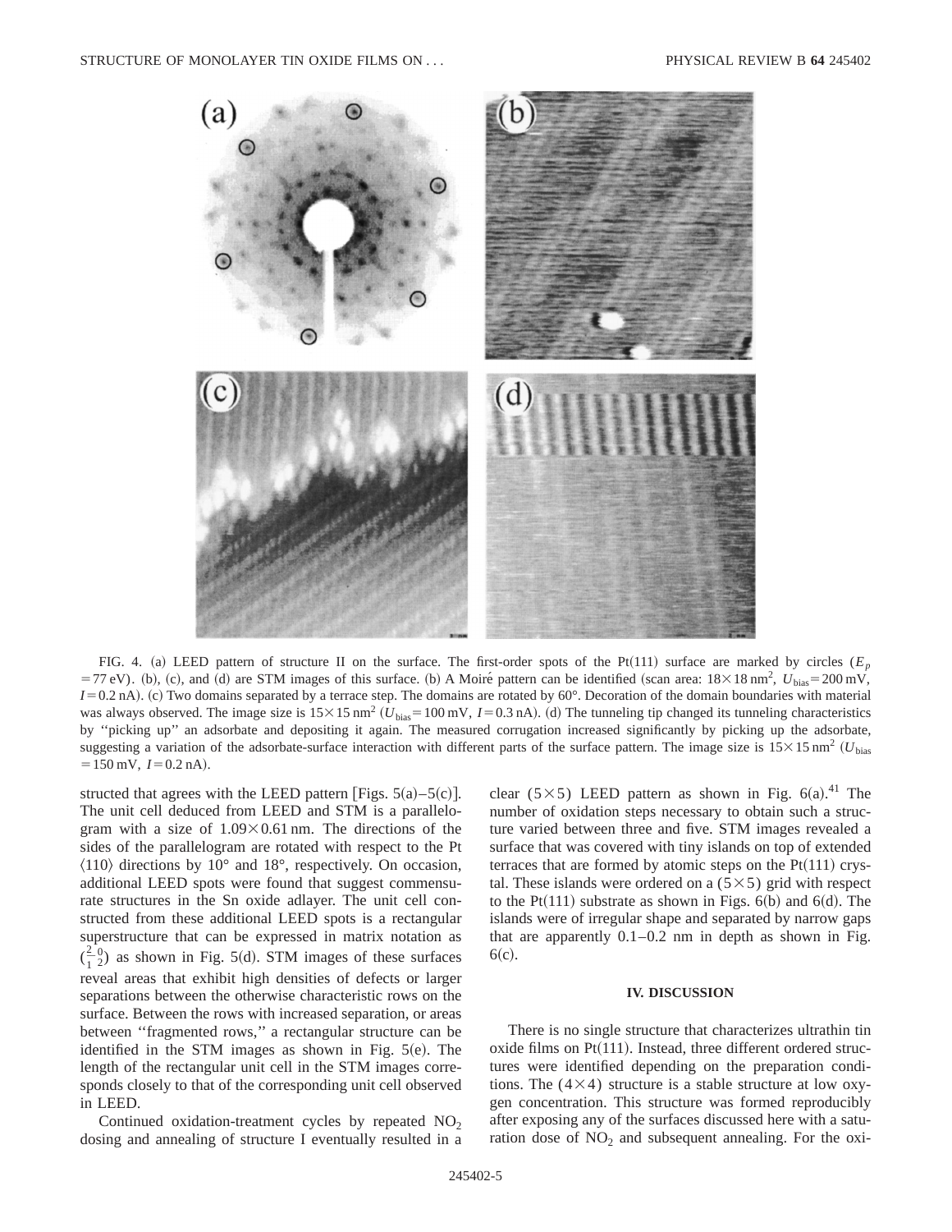FIG. 4. (a) LEED pattern of structure II on the surface. The first-order spots of the Pt(111) surface are marked by circles ($E_p = 77$ eV). (b), (c), and (d) are STM images of this surface. (b) A Moiré pattern can be identified (scan area: $18\times18\ \mathrm{nm}^2$, $U_{\mathrm{bias}} = 200$ mV, $I = 0.2$ nA). (c) Two domains separated by a terrace step. The domains are rotated by 60°. Decoration of the domain boundaries with material was always observed. The image size is $15\times15\ \mathrm{nm}^2$ ($U_{\mathrm{bias}} = 100$ mV, $I = 0.3$ nA). (d) The tunneling tip changed its tunneling characteristics by "picking up" an adsorbate and depositing it again. The measured corrugation increased significantly by picking up the adsorbate, suggesting a variation of the adsorbate-surface interaction with different parts of the surface pattern. The image size is $15\times15\ \mathrm{nm}^2$ ($U_{\mathrm{bias}} = 150$ mV, $I = 0.2$ nA).

structed that agrees with the LEED pattern [Figs. 5(a)–5(c)]. The unit cell deduced from LEED and STM is a parallelogram with a size of $1.09\times0.61$ nm. The directions of the sides of the parallelogram are rotated with respect to the Pt $\langle 110\rangle$ directions by 10° and 18°, respectively. On occasion, additional LEED spots were found that suggest commensurate structures in the Sn oxide adlayer. The unit cell constructed from these additional LEED spots is a rectangular superstructure that can be expressed in matrix notation as $\begin{pmatrix} 2 & 0 \\ 1 & 2 \end{pmatrix}$ as shown in Fig. 5(d). STM images of these surfaces reveal areas that exhibit high densities of defects or larger separations between the otherwise characteristic rows on the surface. Between the rows with increased separation, or areas between "fragmented rows," a rectangular structure can be identified in the STM images as shown in Fig. 5(e). The length of the rectangular unit cell in the STM images corresponds closely to that of the corresponding unit cell observed in LEED.

Continued oxidation-treatment cycles by repeated $NO_2$ dosing and annealing of structure I eventually resulted in a clear $(5\times5)$ LEED pattern as shown in Fig. 6(a).[41] The number of oxidation steps necessary to obtain such a structure varied between three and five. STM images revealed a surface that was covered with tiny islands on top of extended terraces that are formed by atomic steps on the Pt(111) crystal. These islands were ordered on a $(5\times5)$ grid with respect to the Pt(111) substrate as shown in Figs. 6(b) and 6(d). The islands were of irregular shape and separated by narrow gaps that are apparently 0.1–0.2 nm in depth as shown in Fig. 6(c).

## IV. DISCUSSION

There is no single structure that characterizes ultrathin tin oxide films on Pt(111). Instead, three different ordered structures were identified depending on the preparation conditions. The $(4\times4)$ structure is a stable structure at low oxygen concentration. This structure was formed reproducibly after exposing any of the surfaces discussed here with a saturation dose of $NO_2$ and subsequent annealing. For the oxi-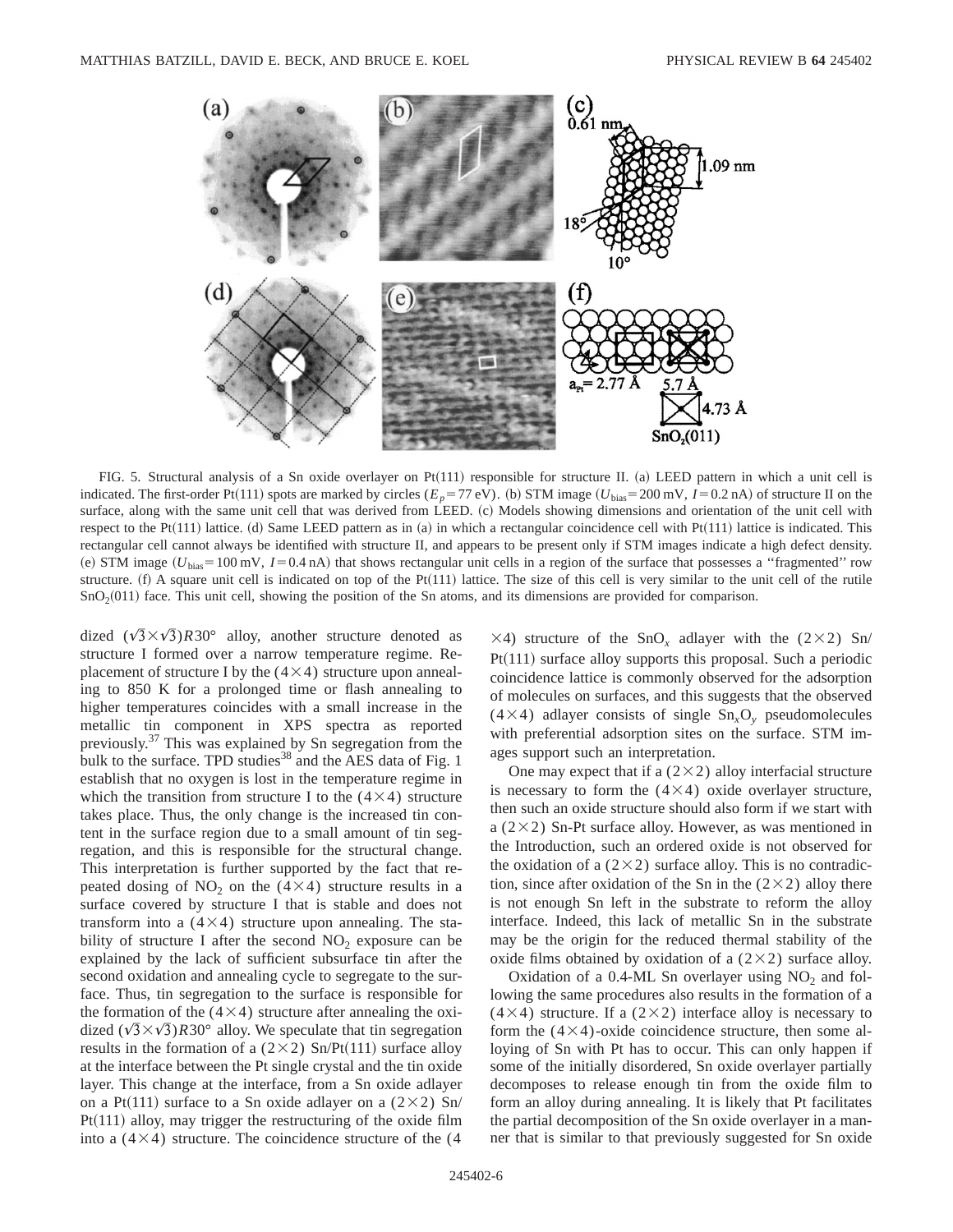FIG. 5. Structural analysis of a Sn oxide overlayer on Pt(111) responsible for structure II. (a) LEED pattern in which a unit cell is indicated. The first-order Pt(111) spots are marked by circles ($E_p = 77$ eV). (b) STM image ($U_{bias} = 200$ mV, $I = 0.2$ nA) of structure II on the surface, along with the same unit cell that was derived from LEED. (c) Models showing dimensions and orientation of the unit cell with respect to the Pt(111) lattice. (d) Same LEED pattern as in (a) in which a rectangular coincidence cell with Pt(111) lattice is indicated. This rectangular cell cannot always be identified with structure II, and appears to be present only if STM images indicate a high defect density. (e) STM image ($U_{bias} = 100$ mV, $I = 0.4$ nA) that shows rectangular unit cells in a region of the surface that possesses a "fragmented" row structure. (f) A square unit cell is indicated on top of the Pt(111) lattice. The size of this cell is very similar to the unit cell of the rutile $SnO_2$(011) face. This unit cell, showing the position of the Sn atoms, and its dimensions are provided for comparison.

dized $(\sqrt{3}\times\sqrt{3})R30°$ alloy, another structure denoted as structure I formed over a narrow temperature regime. Replacement of structure I by the $(4\times4)$ structure upon annealing to 850 K for a prolonged time or flash annealing to higher temperatures coincides with a small increase in the metallic tin component in XPS spectra as reported previously.[37] This was explained by Sn segregation from the bulk to the surface. TPD studies[38] and the AES data of Fig. 1 establish that no oxygen is lost in the temperature regime in which the transition from structure I to the $(4\times4)$ structure takes place. Thus, the only change is the increased tin content in the surface region due to a small amount of tin segregation, and this is responsible for the structural change. This interpretation is further supported by the fact that repeated dosing of $NO_2$ on the $(4\times4)$ structure results in a surface covered by structure I that is stable and does not transform into a $(4\times4)$ structure upon annealing. The stability of structure I after the second $NO_2$ exposure can be explained by the lack of sufficient subsurface tin after the second oxidation and annealing cycle to segregate to the surface. Thus, tin segregation to the surface is responsible for the formation of the $(4\times4)$ structure after annealing the oxidized $(\sqrt{3}\times\sqrt{3})R30°$ alloy. We speculate that tin segregation results in the formation of a $(2\times2)$ Sn/Pt(111) surface alloy at the interface between the Pt single crystal and the tin oxide layer. This change at the interface, from a Sn oxide adlayer on a Pt(111) surface to a Sn oxide adlayer on a $(2\times2)$ Sn/Pt(111) alloy, may trigger the restructuring of the oxide film into a $(4\times4)$ structure. The coincidence structure of the $(4\times4)$ structure of the $SnO_x$ adlayer with the $(2\times2)$ Sn/Pt(111) surface alloy supports this proposal. Such a periodic coincidence lattice is commonly observed for the adsorption of molecules on surfaces, and this suggests that the observed $(4\times4)$ adlayer consists of single $Sn_xO_y$ pseudomolecules with preferential adsorption sites on the surface. STM images support such an interpretation.

One may expect that if a $(2\times2)$ alloy interfacial structure is necessary to form the $(4\times4)$ oxide overlayer structure, then such an oxide structure should also form if we start with a $(2\times2)$ Sn-Pt surface alloy. However, as was mentioned in the Introduction, such an ordered oxide is not observed for the oxidation of a $(2\times2)$ surface alloy. This is no contradiction, since after oxidation of the Sn in the $(2\times2)$ alloy there is not enough Sn left in the substrate to reform the alloy interface. Indeed, this lack of metallic Sn in the substrate may be the origin for the reduced thermal stability of the oxide films obtained by oxidation of a $(2\times2)$ surface alloy.

Oxidation of a 0.4-ML Sn overlayer using $NO_2$ and following the same procedures also results in the formation of a $(4\times4)$ structure. If a $(2\times2)$ interface alloy is necessary to form the $(4\times4)$-oxide coincidence structure, then some alloying of Sn with Pt has to occur. This can only happen if some of the initially disordered, Sn oxide overlayer partially decomposes to release enough tin from the oxide film to form an alloy during annealing. It is likely that Pt facilitates the partial decomposition of the Sn oxide overlayer in a manner that is similar to that previously suggested for Sn oxide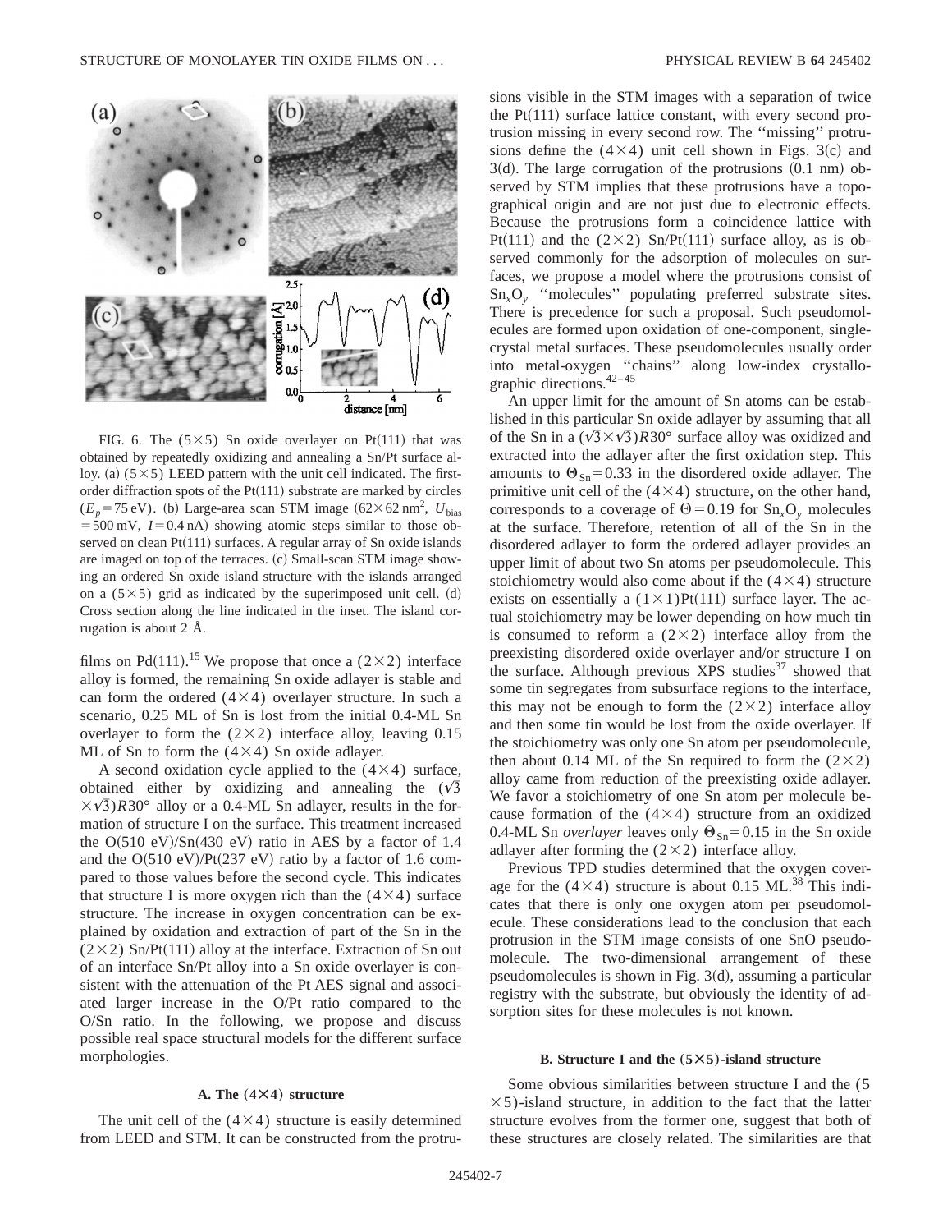FIG. 6. The $(5\times5)$ Sn oxide overlayer on Pt(111) that was obtained by repeatedly oxidizing and annealing a Sn/Pt surface alloy. (a) $(5\times5)$ LEED pattern with the unit cell indicated. The first-order diffraction spots of the Pt(111) substrate are marked by circles ($E_p = 75$ eV). (b) Large-area scan STM image ($62\times62$ nm$^2$, $U_{\rm bias} = 500$ mV, $I = 0.4$ nA) showing atomic steps similar to those observed on clean Pt(111) surfaces. A regular array of Sn oxide islands are imaged on top of the terraces. (c) Small-scan STM image showing an ordered Sn oxide island structure with the islands arranged on a $(5\times5)$ grid as indicated by the superimposed unit cell. (d) Cross section along the line indicated in the inset. The island corrugation is about 2 Å.

films on Pd(111).[15] We propose that once a $(2\times2)$ interface alloy is formed, the remaining Sn oxide adlayer is stable and can form the ordered $(4\times4)$ overlayer structure. In such a scenario, 0.25 ML of Sn is lost from the initial 0.4-ML Sn overlayer to form the $(2\times2)$ interface alloy, leaving 0.15 ML of Sn to form the $(4\times4)$ Sn oxide adlayer.

A second oxidation cycle applied to the $(4\times4)$ surface, obtained either by oxidizing and annealing the $(\sqrt{3}\times\sqrt{3})R30°$ alloy or a 0.4-ML Sn adlayer, results in the formation of structure I on the surface. This treatment increased the O(510 eV)/Sn(430 eV) ratio in AES by a factor of 1.4 and the O(510 eV)/Pt(237 eV) ratio by a factor of 1.6 compared to those values before the second cycle. This indicates that structure I is more oxygen rich than the $(4\times4)$ surface structure. The increase in oxygen concentration can be explained by oxidation and extraction of part of the Sn in the $(2\times2)$ Sn/Pt(111) alloy at the interface. Extraction of Sn out of an interface Sn/Pt alloy into a Sn oxide overlayer is consistent with the attenuation of the Pt AES signal and associated larger increase in the O/Pt ratio compared to the O/Sn ratio. In the following, we propose and discuss possible real space structural models for the different surface morphologies.

### A. The $(4\times4)$ structure

The unit cell of the $(4\times4)$ structure is easily determined from LEED and STM. It can be constructed from the protrusions visible in the STM images with a separation of twice the Pt(111) surface lattice constant, with every second protrusion missing in every second row. The "missing" protrusions define the $(4\times4)$ unit cell shown in Figs. 3(c) and 3(d). The large corrugation of the protrusions (0.1 nm) observed by STM implies that these protrusions have a topographical origin and are not just due to electronic effects. Because the protrusions form a coincidence lattice with Pt(111) and the $(2\times2)$ Sn/Pt(111) surface alloy, as is observed commonly for the adsorption of molecules on surfaces, we propose a model where the protrusions consist of $Sn_xO_y$ "molecules" populating preferred substrate sites. There is precedence for such a proposal. Such pseudomolecules are formed upon oxidation of one-component, single-crystal metal surfaces. These pseudomolecules usually order into metal-oxygen "chains" along low-index crystallographic directions.[42–45]

An upper limit for the amount of Sn atoms can be established in this particular Sn oxide adlayer by assuming that all of the Sn in a $(\sqrt{3}\times\sqrt{3})R30°$ surface alloy was oxidized and extracted into the adlayer after the first oxidation step. This amounts to $\Theta_{\rm Sn} = 0.33$ in the disordered oxide adlayer. The primitive unit cell of the $(4\times4)$ structure, on the other hand, corresponds to a coverage of $\Theta = 0.19$ for $Sn_xO_y$ molecules at the surface. Therefore, retention of all of the Sn in the disordered adlayer to form the ordered adlayer provides an upper limit of about two Sn atoms per pseudomolecule. This stoichiometry would also come about if the $(4\times4)$ structure exists on essentially a $(1\times1)$Pt(111) surface layer. The actual stoichiometry may be lower depending on how much tin is consumed to reform a $(2\times2)$ interface alloy from the preexisting disordered oxide overlayer and/or structure I on the surface. Although previous XPS studies[37] showed that some tin segregates from subsurface regions to the interface, this may not be enough to form the $(2\times2)$ interface alloy and then some tin would be lost from the oxide overlayer. If the stoichiometry was only one Sn atom per pseudomolecule, then about 0.14 ML of the Sn required to form the $(2\times2)$ alloy came from reduction of the preexisting oxide adlayer. We favor a stoichiometry of one Sn atom per molecule because formation of the $(4\times4)$ structure from an oxidized 0.4-ML Sn *overlayer* leaves only $\Theta_{\rm Sn} = 0.15$ in the Sn oxide adlayer after forming the $(2\times2)$ interface alloy.

Previous TPD studies determined that the oxygen coverage for the $(4\times4)$ structure is about 0.15 ML.[38] This indicates that there is only one oxygen atom per pseudomolecule. These considerations lead to the conclusion that each protrusion in the STM image consists of one SnO pseudomolecule. The two-dimensional arrangement of these pseudomolecules is shown in Fig. 3(d), assuming a particular registry with the substrate, but obviously the identity of adsorption sites for these molecules is not known.

### B. Structure I and the $(5\times5)$-island structure

Some obvious similarities between structure I and the $(5\times5)$-island structure, in addition to the fact that the latter structure evolves from the former one, suggest that both of these structures are closely related. The similarities are that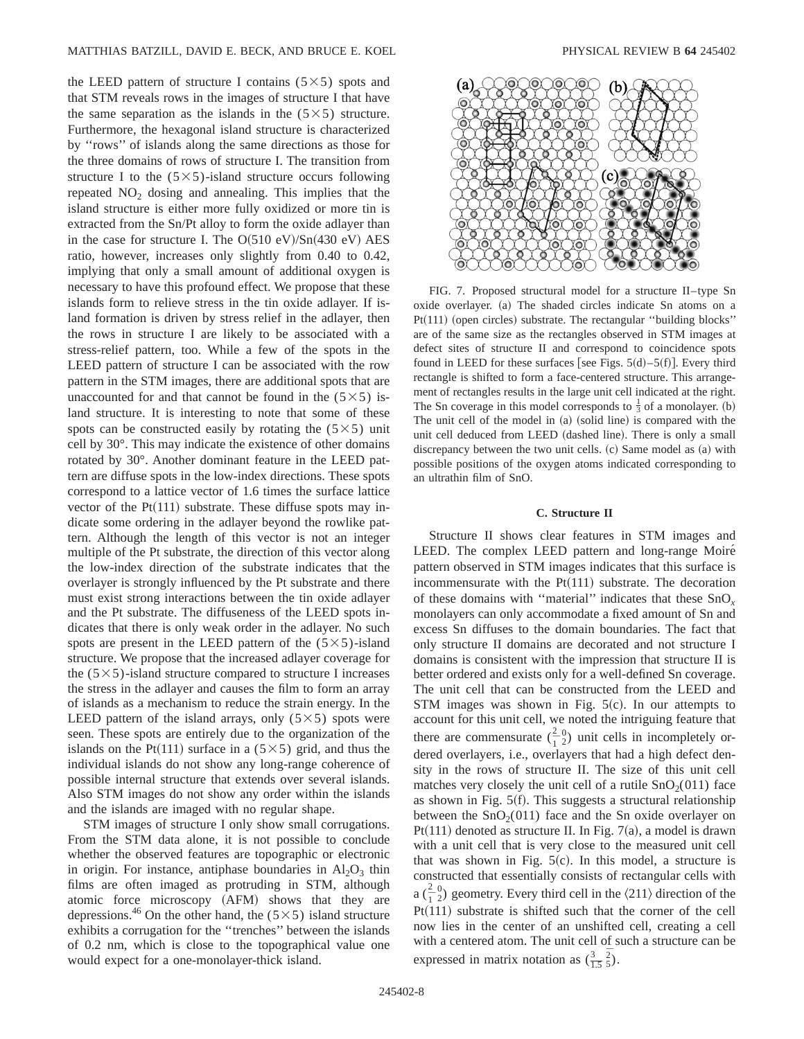the LEED pattern of structure I contains $(5\times5)$ spots and that STM reveals rows in the images of structure I that have the same separation as the islands in the $(5\times5)$ structure. Furthermore, the hexagonal island structure is characterized by ''rows'' of islands along the same directions as those for the three domains of rows of structure I. The transition from structure I to the $(5\times5)$-island structure occurs following repeated $NO_2$ dosing and annealing. This implies that the island structure is either more fully oxidized or more tin is extracted from the Sn/Pt alloy to form the oxide adlayer than in the case for structure I. The O(510 eV)/Sn(430 eV) AES ratio, however, increases only slightly from 0.40 to 0.42, implying that only a small amount of additional oxygen is necessary to have this profound effect. We propose that these islands form to relieve stress in the tin oxide adlayer. If island formation is driven by stress relief in the adlayer, then the rows in structure I are likely to be associated with a stress-relief pattern, too. While a few of the spots in the LEED pattern of structure I can be associated with the row pattern in the STM images, there are additional spots that are unaccounted for and that cannot be found in the $(5\times5)$ island structure. It is interesting to note that some of these spots can be constructed easily by rotating the $(5\times5)$ unit cell by 30°. This may indicate the existence of other domains rotated by 30°. Another dominant feature in the LEED pattern are diffuse spots in the low-index directions. These spots correspond to a lattice vector of 1.6 times the surface lattice vector of the Pt(111) substrate. These diffuse spots may indicate some ordering in the adlayer beyond the rowlike pattern. Although the length of this vector is not an integer multiple of the Pt substrate, the direction of this vector along the low-index direction of the substrate indicates that the overlayer is strongly influenced by the Pt substrate and there must exist strong interactions between the tin oxide adlayer and the Pt substrate. The diffuseness of the LEED spots indicates that there is only weak order in the adlayer. No such spots are present in the LEED pattern of the $(5\times5)$-island structure. We propose that the increased adlayer coverage for the $(5\times5)$-island structure compared to structure I increases the stress in the adlayer and causes the film to form an array of islands as a mechanism to reduce the strain energy. In the LEED pattern of the island arrays, only $(5\times5)$ spots were seen. These spots are entirely due to the organization of the islands on the Pt(111) surface in a $(5\times5)$ grid, and thus the individual islands do not show any long-range coherence of possible internal structure that extends over several islands. Also STM images do not show any order within the islands and the islands are imaged with no regular shape.

STM images of structure I only show small corrugations. From the STM data alone, it is not possible to conclude whether the observed features are topographic or electronic in origin. For instance, antiphase boundaries in $Al_2O_3$ thin films are often imaged as protruding in STM, although atomic force microscopy (AFM) shows that they are depressions.[46] On the other hand, the $(5\times5)$ island structure exhibits a corrugation for the ''trenches'' between the islands of 0.2 nm, which is close to the topographical value one would expect for a one-monolayer-thick island.

FIG. 7. Proposed structural model for a structure II–type Sn oxide overlayer. (a) The shaded circles indicate Sn atoms on a Pt(111) (open circles) substrate. The rectangular ''building blocks'' are of the same size as the rectangles observed in STM images at defect sites of structure II and correspond to coincidence spots found in LEED for these surfaces [see Figs. 5(d)–5(f)]. Every third rectangle is shifted to form a face-centered structure. This arrangement of rectangles results in the large unit cell indicated at the right. The Sn coverage in this model corresponds to $\frac{1}{3}$ of a monolayer. (b) The unit cell of the model in (a) (solid line) is compared with the unit cell deduced from LEED (dashed line). There is only a small discrepancy between the two unit cells. (c) Same model as (a) with possible positions of the oxygen atoms indicated corresponding to an ultrathin film of SnO.

### C. Structure II

Structure II shows clear features in STM images and LEED. The complex LEED pattern and long-range Moiré pattern observed in STM images indicates that this surface is incommensurate with the Pt(111) substrate. The decoration of these domains with ''material'' indicates that these $SnO_x$ monolayers can only accommodate a fixed amount of Sn and excess Sn diffuses to the domain boundaries. The fact that only structure II domains are decorated and not structure I domains is consistent with the impression that structure II is better ordered and exists only for a well-defined Sn coverage. The unit cell that can be constructed from the LEED and STM images was shown in Fig. 5(c). In our attempts to account for this unit cell, we noted the intriguing feature that there are commensurate $\left(\begin{smallmatrix}2 & 0\\ 1 & 2\end{smallmatrix}\right)$ unit cells in incompletely ordered overlayers, i.e., overlayers that had a high defect density in the rows of structure II. The size of this unit cell matches very closely the unit cell of a rutile $SnO_2(011)$ face as shown in Fig. 5(f). This suggests a structural relationship between the $SnO_2(011)$ face and the Sn oxide overlayer on Pt(111) denoted as structure II. In Fig. 7(a), a model is drawn with a unit cell that is very close to the measured unit cell that was shown in Fig. 5(c). In this model, a structure is constructed that essentially consists of rectangular cells with a $\left(\begin{smallmatrix}2 & 0\\ 1 & 2\end{smallmatrix}\right)$ geometry. Every third cell in the $\langle 211\rangle$ direction of the Pt(111) substrate is shifted such that the corner of the cell now lies in the center of an unshifted cell, creating a cell with a centered atom. The unit cell of such a structure can be expressed in matrix notation as $\left(\begin{smallmatrix}3 & \bar{2}\\ 1.5 & 5\end{smallmatrix}\right)$.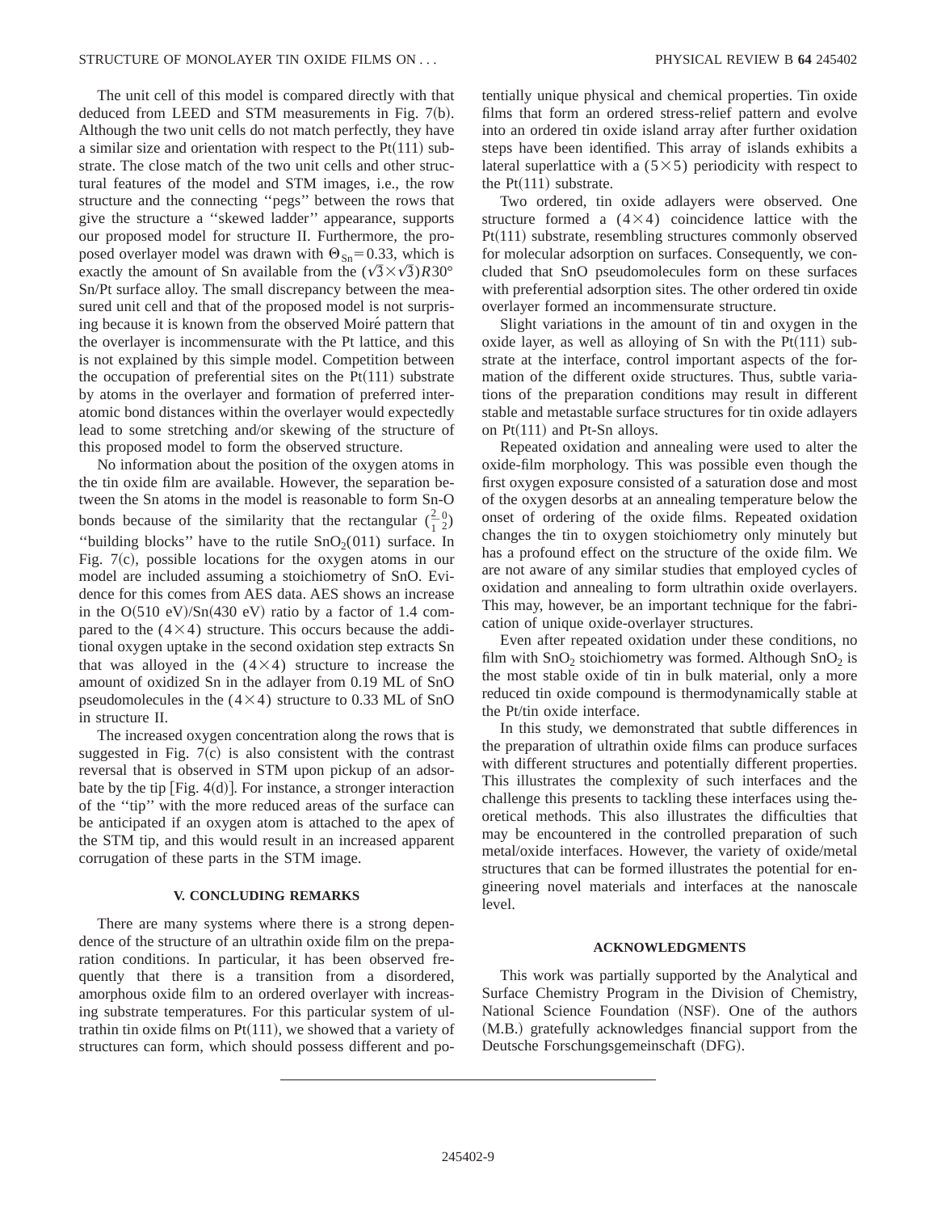The unit cell of this model is compared directly with that deduced from LEED and STM measurements in Fig. 7(b). Although the two unit cells do not match perfectly, they have a similar size and orientation with respect to the Pt(111) substrate. The close match of the two unit cells and other structural features of the model and STM images, i.e., the row structure and the connecting ''pegs'' between the rows that give the structure a ''skewed ladder'' appearance, supports our proposed model for structure II. Furthermore, the proposed overlayer model was drawn with $\Theta_{Sn}=0.33$, which is exactly the amount of Sn available from the $(\sqrt{3}\times\sqrt{3})R30°$ Sn/Pt surface alloy. The small discrepancy between the measured unit cell and that of the proposed model is not surprising because it is known from the observed Moiré pattern that the overlayer is incommensurate with the Pt lattice, and this is not explained by this simple model. Competition between the occupation of preferential sites on the Pt(111) substrate by atoms in the overlayer and formation of preferred interatomic bond distances within the overlayer would expectedly lead to some stretching and/or skewing of the structure of this proposed model to form the observed structure.

No information about the position of the oxygen atoms in the tin oxide film are available. However, the separation between the Sn atoms in the model is reasonable to form Sn-O bonds because of the similarity that the rectangular $\binom{2\ 0}{1\ 2}$ ''building blocks'' have to the rutile $SnO_2(011)$ surface. In Fig. 7(c), possible locations for the oxygen atoms in our model are included assuming a stoichiometry of SnO. Evidence for this comes from AES data. AES shows an increase in the O(510 eV)/Sn(430 eV) ratio by a factor of 1.4 compared to the $(4\times4)$ structure. This occurs because the additional oxygen uptake in the second oxidation step extracts Sn that was alloyed in the $(4\times4)$ structure to increase the amount of oxidized Sn in the adlayer from 0.19 ML of SnO pseudomolecules in the $(4\times4)$ structure to 0.33 ML of SnO in structure II.

The increased oxygen concentration along the rows that is suggested in Fig. 7(c) is also consistent with the contrast reversal that is observed in STM upon pickup of an adsorbate by the tip [Fig. 4(d)]. For instance, a stronger interaction of the ''tip'' with the more reduced areas of the surface can be anticipated if an oxygen atom is attached to the apex of the STM tip, and this would result in an increased apparent corrugation of these parts in the STM image.

## V. CONCLUDING REMARKS

There are many systems where there is a strong dependence of the structure of an ultrathin oxide film on the preparation conditions. In particular, it has been observed frequently that there is a transition from a disordered, amorphous oxide film to an ordered overlayer with increasing substrate temperatures. For this particular system of ultrathin tin oxide films on Pt(111), we showed that a variety of structures can form, which should possess different and potentially unique physical and chemical properties. Tin oxide films that form an ordered stress-relief pattern and evolve into an ordered tin oxide island array after further oxidation steps have been identified. This array of islands exhibits a lateral superlattice with a $(5\times5)$ periodicity with respect to the Pt(111) substrate.

Two ordered, tin oxide adlayers were observed. One structure formed a $(4\times4)$ coincidence lattice with the Pt(111) substrate, resembling structures commonly observed for molecular adsorption on surfaces. Consequently, we concluded that SnO pseudomolecules form on these surfaces with preferential adsorption sites. The other ordered tin oxide overlayer formed an incommensurate structure.

Slight variations in the amount of tin and oxygen in the oxide layer, as well as alloying of Sn with the Pt(111) substrate at the interface, control important aspects of the formation of the different oxide structures. Thus, subtle variations of the preparation conditions may result in different stable and metastable surface structures for tin oxide adlayers on Pt(111) and Pt-Sn alloys.

Repeated oxidation and annealing were used to alter the oxide-film morphology. This was possible even though the first oxygen exposure consisted of a saturation dose and most of the oxygen desorbs at an annealing temperature below the onset of ordering of the oxide films. Repeated oxidation changes the tin to oxygen stoichiometry only minutely but has a profound effect on the structure of the oxide film. We are not aware of any similar studies that employed cycles of oxidation and annealing to form ultrathin oxide overlayers. This may, however, be an important technique for the fabrication of unique oxide-overlayer structures.

Even after repeated oxidation under these conditions, no film with $SnO_2$ stoichiometry was formed. Although $SnO_2$ is the most stable oxide of tin in bulk material, only a more reduced tin oxide compound is thermodynamically stable at the Pt/tin oxide interface.

In this study, we demonstrated that subtle differences in the preparation of ultrathin oxide films can produce surfaces with different structures and potentially different properties. This illustrates the complexity of such interfaces and the challenge this presents to tackling these interfaces using theoretical methods. This also illustrates the difficulties that may be encountered in the controlled preparation of such metal/oxide interfaces. However, the variety of oxide/metal structures that can be formed illustrates the potential for engineering novel materials and interfaces at the nanoscale level.

## ACKNOWLEDGMENTS

This work was partially supported by the Analytical and Surface Chemistry Program in the Division of Chemistry, National Science Foundation (NSF). One of the authors (M.B.) gratefully acknowledges financial support from the Deutsche Forschungsgemeinschaft (DFG).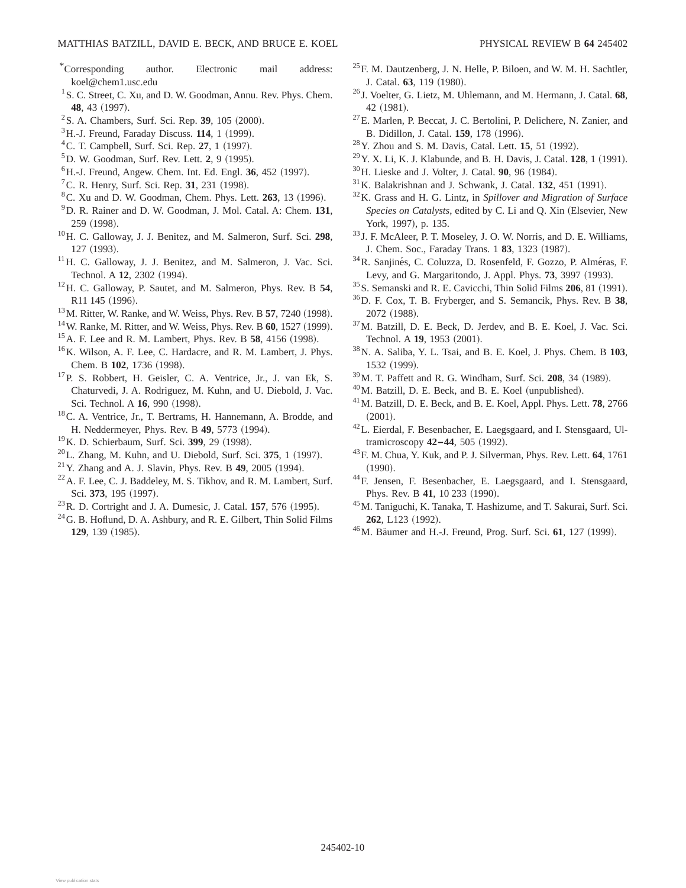*Corresponding author. Electronic mail address: koel@chem1.usc.edu

[1] S. C. Street, C. Xu, and D. W. Goodman, Annu. Rev. Phys. Chem. **48**, 43 (1997).

[2] S. A. Chambers, Surf. Sci. Rep. **39**, 105 (2000).

[3] H.-J. Freund, Faraday Discuss. **114**, 1 (1999).

[4] C. T. Campbell, Surf. Sci. Rep. **27**, 1 (1997).

[5] D. W. Goodman, Surf. Rev. Lett. **2**, 9 (1995).

[6] H.-J. Freund, Angew. Chem. Int. Ed. Engl. **36**, 452 (1997).

[7] C. R. Henry, Surf. Sci. Rep. **31**, 231 (1998).

[8] C. Xu and D. W. Goodman, Chem. Phys. Lett. **263**, 13 (1996).

[9] D. R. Rainer and D. W. Goodman, J. Mol. Catal. A: Chem. **131**, 259 (1998).

[10] H. C. Galloway, J. J. Benitez, and M. Salmeron, Surf. Sci. **298**, 127 (1993).

[11] H. C. Galloway, J. J. Benitez, and M. Salmeron, J. Vac. Sci. Technol. A **12**, 2302 (1994).

[12] H. C. Galloway, P. Sautet, and M. Salmeron, Phys. Rev. B **54**, R11 145 (1996).

[13] M. Ritter, W. Ranke, and W. Weiss, Phys. Rev. B **57**, 7240 (1998).

[14] W. Ranke, M. Ritter, and W. Weiss, Phys. Rev. B **60**, 1527 (1999).

[15] A. F. Lee and R. M. Lambert, Phys. Rev. B **58**, 4156 (1998).

[16] K. Wilson, A. F. Lee, C. Hardacre, and R. M. Lambert, J. Phys. Chem. B **102**, 1736 (1998).

[17] P. S. Robbert, H. Geisler, C. A. Ventrice, Jr., J. van Ek, S. Chaturvedi, J. A. Rodriguez, M. Kuhn, and U. Diebold, J. Vac. Sci. Technol. A **16**, 990 (1998).

[18] C. A. Ventrice, Jr., T. Bertrams, H. Hannemann, A. Brodde, and H. Neddermeyer, Phys. Rev. B **49**, 5773 (1994).

[19] K. D. Schierbaum, Surf. Sci. **399**, 29 (1998).

[20] L. Zhang, M. Kuhn, and U. Diebold, Surf. Sci. **375**, 1 (1997).

[21] Y. Zhang and A. J. Slavin, Phys. Rev. B **49**, 2005 (1994).

[22] A. F. Lee, C. J. Baddeley, M. S. Tikhov, and R. M. Lambert, Surf. Sci. **373**, 195 (1997).

[23] R. D. Cortright and J. A. Dumesic, J. Catal. **157**, 576 (1995).

[24] G. B. Hoflund, D. A. Ashbury, and R. E. Gilbert, Thin Solid Films **129**, 139 (1985).

[25] F. M. Dautzenberg, J. N. Helle, P. Biloen, and W. M. H. Sachtler, J. Catal. **63**, 119 (1980).

[26] J. Voelter, G. Lietz, M. Uhlemann, and M. Hermann, J. Catal. **68**, 42 (1981).

[27] E. Marlen, P. Beccat, J. C. Bertolini, P. Delichere, N. Zanier, and B. Didillon, J. Catal. **159**, 178 (1996).

[28] Y. Zhou and S. M. Davis, Catal. Lett. **15**, 51 (1992).

[29] Y. X. Li, K. J. Klabunde, and B. H. Davis, J. Catal. **128**, 1 (1991).

[30] H. Lieske and J. Volter, J. Catal. **90**, 96 (1984).

[31] K. Balakrishnan and J. Schwank, J. Catal. **132**, 451 (1991).

[32] K. Grass and H. G. Lintz, in *Spillover and Migration of Surface Species on Catalysts*, edited by C. Li and Q. Xin (Elsevier, New York, 1997), p. 135.

[33] J. F. McAleer, P. T. Moseley, J. O. W. Norris, and D. E. Williams, J. Chem. Soc., Faraday Trans. 1 **83**, 1323 (1987).

[34] R. Sanjinés, C. Coluzza, D. Rosenfeld, F. Gozzo, P. Alméras, F. Levy, and G. Margaritondo, J. Appl. Phys. **73**, 3997 (1993).

[35] S. Semanski and R. E. Cavicchi, Thin Solid Films **206**, 81 (1991).

[36] D. F. Cox, T. B. Fryberger, and S. Semancik, Phys. Rev. B **38**, 2072 (1988).

[37] M. Batzill, D. E. Beck, D. Jerdev, and B. E. Koel, J. Vac. Sci. Technol. A **19**, 1953 (2001).

[38] N. A. Saliba, Y. L. Tsai, and B. E. Koel, J. Phys. Chem. B **103**, 1532 (1999).

[39] M. T. Paffett and R. G. Windham, Surf. Sci. **208**, 34 (1989).

[40] M. Batzill, D. E. Beck, and B. E. Koel (unpublished).

[41] M. Batzill, D. E. Beck, and B. E. Koel, Appl. Phys. Lett. **78**, 2766 (2001).

[42] L. Eierdal, F. Besenbacher, E. Laegsgaard, and I. Stensgaard, Ultramicroscopy **42–44**, 505 (1992).

[43] F. M. Chua, Y. Kuk, and P. J. Silverman, Phys. Rev. Lett. **64**, 1761 (1990).

[44] F. Jensen, F. Besenbacher, E. Laegsgaard, and I. Stensgaard, Phys. Rev. B **41**, 10 233 (1990).

[45] M. Taniguchi, K. Tanaka, T. Hashizume, and T. Sakurai, Surf. Sci. **262**, L123 (1992).

[46] M. Bäumer and H.-J. Freund, Prog. Surf. Sci. **61**, 127 (1999).